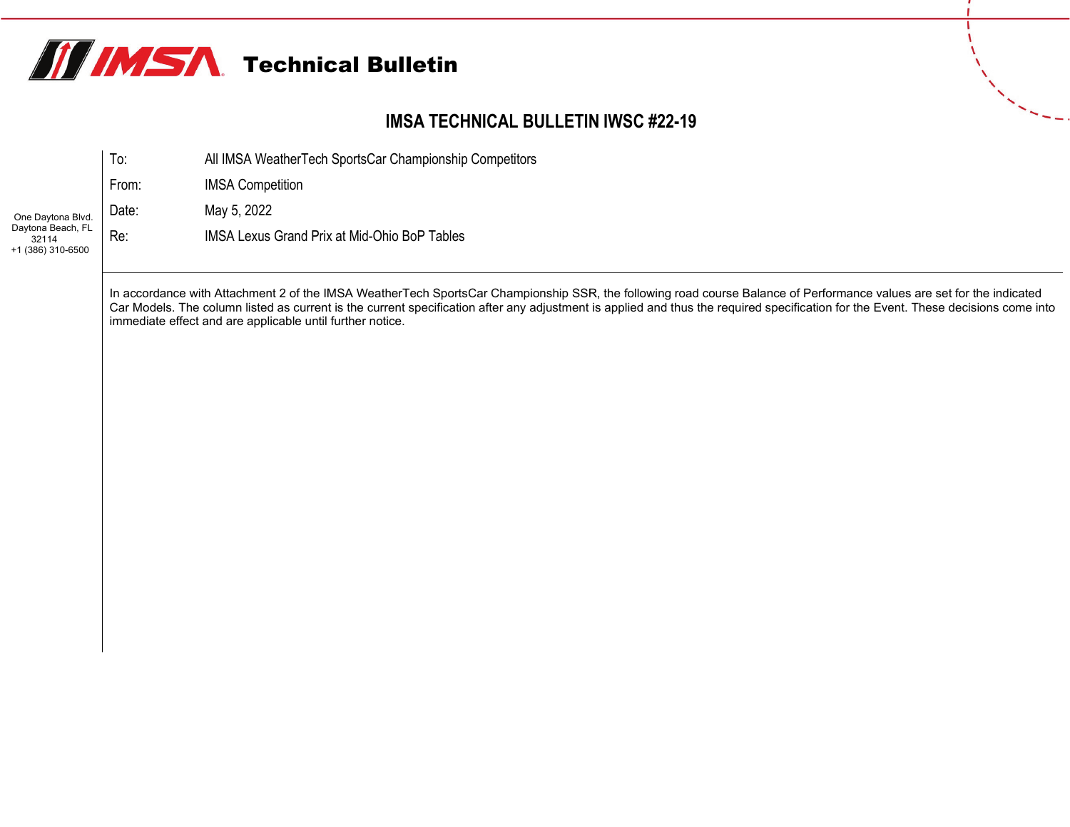# Technical Bulletin

## IMSA TECHNICAL BULLETIN IWSC #22-19

One Daytona Blvd.
Daytona Beach, FL
32114
+1 (386) 310-6500

| | |
|---|---|
| To: | All IMSA WeatherTech SportsCar Championship Competitors |
| From: | IMSA Competition |
| Date: | May 5, 2022 |
| Re: | IMSA Lexus Grand Prix at Mid-Ohio BoP Tables |

In accordance with Attachment 2 of the IMSA WeatherTech SportsCar Championship SSR, the following road course Balance of Performance values are set for the indicated Car Models. The column listed as current is the current specification after any adjustment is applied and thus the required specification for the Event. These decisions come into immediate effect and are applicable until further notice.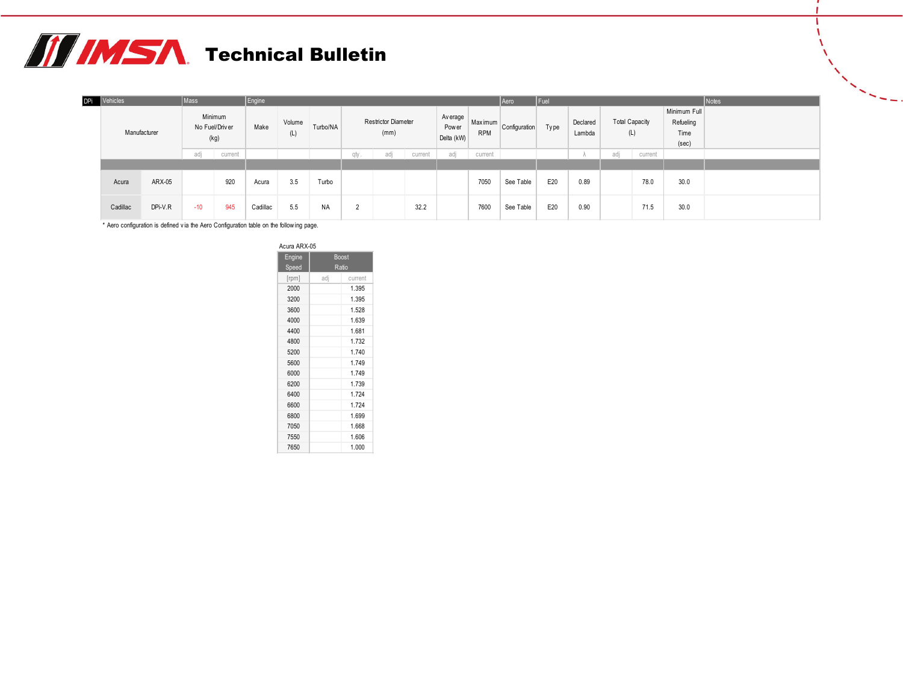# IMSA Technical Bulletin

| DPi | Vehicles | | Mass | | Engine | | | | | | | Aero | Fuel | | | | | Notes |
|---|---|---|---|---|---|---|---|---|---|---|---|---|---|---|---|---|---|---|
| | Manufacturer | | Minimum No Fuel/Driver (kg) | | Make | Volume (L) | Turbo/NA | Restrictor Diameter (mm) | | | Average Power Delta (kW) | Maximum RPM | Configuration | Type | Declared Lambda | Total Capacity (L) | | Minimum Full Refueling Time (sec) | |
| | | | adj | current | | | | qty. | adj | current | adj | current | | | λ | adj | current | | |
| | Acura | ARX-05 | | 920 | Acura | 3.5 | Turbo | | | | | 7050 | See Table | E20 | 0.89 | | 78.0 | 30.0 | |
| | Cadillac | DPi-V.R | -10 | 945 | Cadillac | 5.5 | NA | 2 | | 32.2 | | 7600 | See Table | E20 | 0.90 | | 71.5 | 30.0 | |

\* Aero configuration is defined via the Aero Configuration table on the following page.

Acura ARX-05

| Engine Speed | Boost Ratio | |
|---|---|---|
| [rpm] | adj | current |
| 2000 | | 1.395 |
| 3200 | | 1.395 |
| 3600 | | 1.528 |
| 4000 | | 1.639 |
| 4400 | | 1.681 |
| 4800 | | 1.732 |
| 5200 | | 1.740 |
| 5600 | | 1.749 |
| 6000 | | 1.749 |
| 6200 | | 1.739 |
| 6400 | | 1.724 |
| 6600 | | 1.724 |
| 6800 | | 1.699 |
| 7050 | | 1.668 |
| 7550 | | 1.606 |
| 7650 | | 1.000 |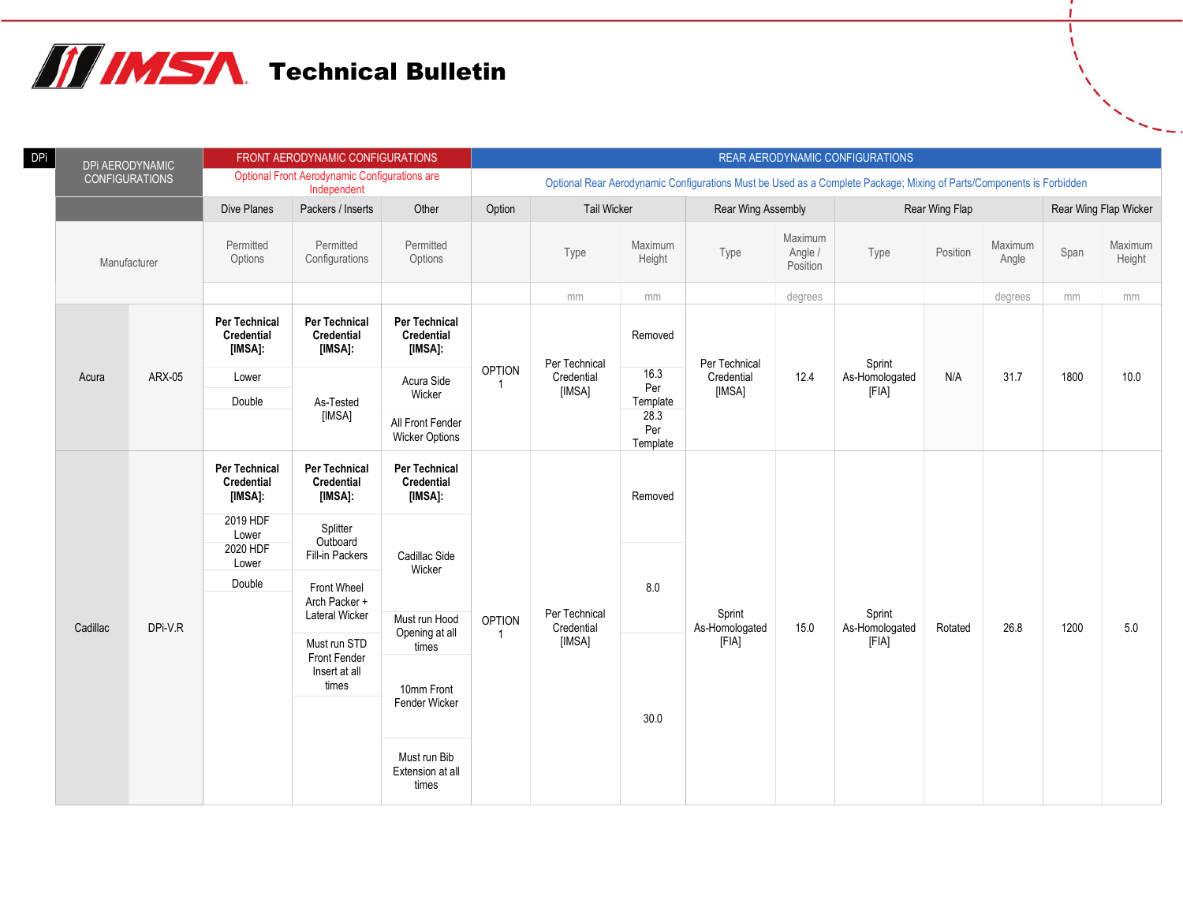# IMSA Technical Bulletin

| DPi | DPi AERODYNAMIC CONFIGURATIONS | FRONT AERODYNAMIC CONFIGURATIONS | | | REAR AERODYNAMIC CONFIGURATIONS | | | | | | | | | |
|---|---|---|---|---|---|---|---|---|---|---|---|---|---|---|
| | | Optional Front Aerodynamic Configurations are Independent | | | Optional Rear Aerodynamic Configurations Must be Used as a Complete Package; Mixing of Parts/Components is Forbidden | | | | | | | | | |
| | | Dive Planes | Packers / Inserts | Other | Option | Tail Wicker | | Rear Wing Assembly | | Rear Wing Flap | | | Rear Wing Flap Wicker | |
| Manufacturer | | Permitted Options | Permitted Configurations | Permitted Options | | Type | Maximum Height | Type | Maximum Angle / Position | Type | Position | Maximum Angle | Span | Maximum Height |
| | | | | | | mm | mm | | degrees | | | degrees | mm | mm |
| Acura | ARX-05 | **Per Technical Credential [IMSA]:** Lower; Double | **Per Technical Credential [IMSA]:** As-Tested [IMSA] | **Per Technical Credential [IMSA]:** Acura Side Wicker; All Front Fender Wicker Options | OPTION 1 | Per Technical Credential [IMSA] | Removed; 16.3 Per Template; 28.3 Per Template | Per Technical Credential [IMSA] | 12.4 | Sprint As-Homologated [FIA] | N/A | 31.7 | 1800 | 10.0 |
| Cadillac | DPi-V.R | **Per Technical Credential [IMSA]:** 2019 HDF Lower; 2020 HDF Lower; Double | **Per Technical Credential [IMSA]:** Splitter Outboard Fill-in Packers; Front Wheel Arch Packer + Lateral Wicker; Must run STD Front Fender Insert at all times | **Per Technical Credential [IMSA]:** Cadillac Side Wicker; Must run Hood Opening at all times; 10mm Front Fender Wicker; Must run Bib Extension at all times | OPTION 1 | Per Technical Credential [IMSA] | Removed; 8.0; 30.0 | Sprint As-Homologated [FIA] | 15.0 | Sprint As-Homologated [FIA] | Rotated | 26.8 | 1200 | 5.0 |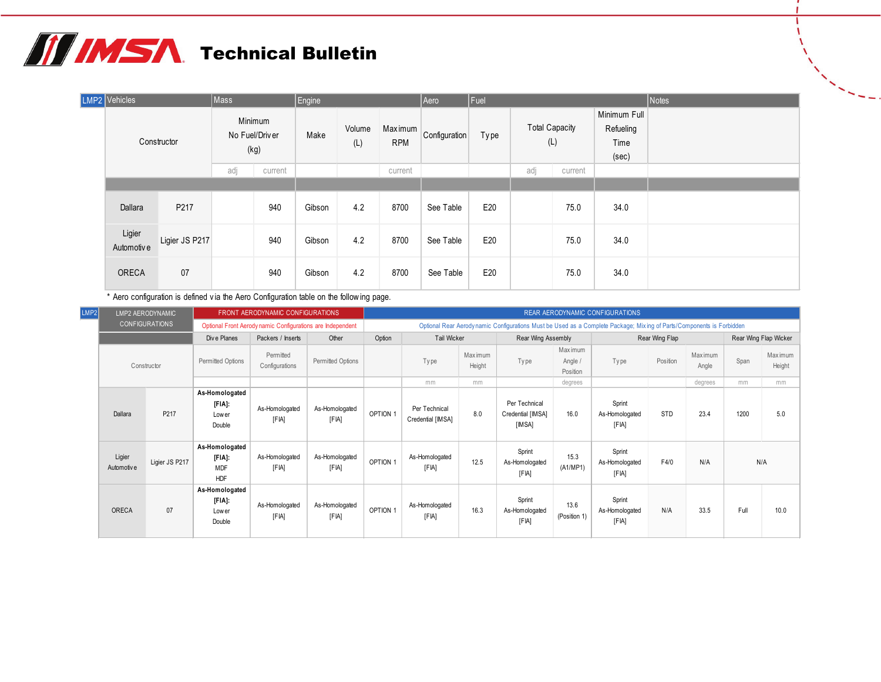# IMSA Technical Bulletin

| LMP2 Vehicles | | Mass | | Engine | | | Aero | Fuel | | | | Notes |
|---|---|---|---|---|---|---|---|---|---|---|---|---|
| Constructor | | Minimum No Fuel/Driver (kg) | | Make | Volume (L) | Maximum RPM | Configuration | Type | Total Capacity (L) | | Minimum Full Refueling Time (sec) | |
| | | adj | current | | | current | | | adj | current | | |
| Dallara | P217 | | 940 | Gibson | 4.2 | 8700 | See Table | E20 | | 75.0 | 34.0 | |
| Ligier Automotive | Ligier JS P217 | | 940 | Gibson | 4.2 | 8700 | See Table | E20 | | 75.0 | 34.0 | |
| ORECA | 07 | | 940 | Gibson | 4.2 | 8700 | See Table | E20 | | 75.0 | 34.0 | |

* Aero configuration is defined via the Aero Configuration table on the following page.

| LMP2 AERODYNAMIC CONFIGURATIONS | | FRONT AERODYNAMIC CONFIGURATIONS | | | REAR AERODYNAMIC CONFIGURATIONS | | | | | | | | | | |
|---|---|---|---|---|---|---|---|---|---|---|---|---|---|---|---|
| | | Optional Front Aerodynamic Configurations are Independent | | | Optional Rear Aerodynamic Configurations Must be Used as a Complete Package; Mixing of Parts/Components is Forbidden | | | | | | | | | | |
| | | Dive Planes | Packers / Inserts | Other | Option | Tail Wicker | | Rear Wing Assembly | | Rear Wing Flap | | | Rear Wing Flap Wicker | | |
| Constructor | | Permitted Options | Permitted Configurations | Permitted Options | | Type | Maximum Height | Type | Maximum Angle / Position | Type | Position | Maximum Angle | Span | Maximum Height | |
| | | | | | | mm | mm | | degrees | | | degrees | mm | mm | |
| Dallara | P217 | **As-Homologated [FIA]:** Lower Double | As-Homologated [FIA] | As-Homologated [FIA] | OPTION 1 | Per Technical Credential [IMSA] | 8.0 | Per Technical Credential [IMSA] [IMSA] | 16.0 | Sprint As-Homologated [FIA] | STD | 23.4 | 1200 | 5.0 | |
| Ligier Automotive | Ligier JS P217 | **As-Homologated [FIA]:** MDF HDF | As-Homologated [FIA] | As-Homologated [FIA] | OPTION 1 | As-Homologated [FIA] | 12.5 | Sprint As-Homologated [FIA] | 15.3 (A1/MP1) | Sprint As-Homologated [FIA] | F4/0 | N/A | N/A | | |
| ORECA | 07 | **As-Homologated [FIA]:** Lower Double | As-Homologated [FIA] | As-Homologated [FIA] | OPTION 1 | As-Homologated [FIA] | 16.3 | Sprint As-Homologated [FIA] | 13.6 (Position 1) | Sprint As-Homologated [FIA] | N/A | 33.5 | Full | 10.0 | |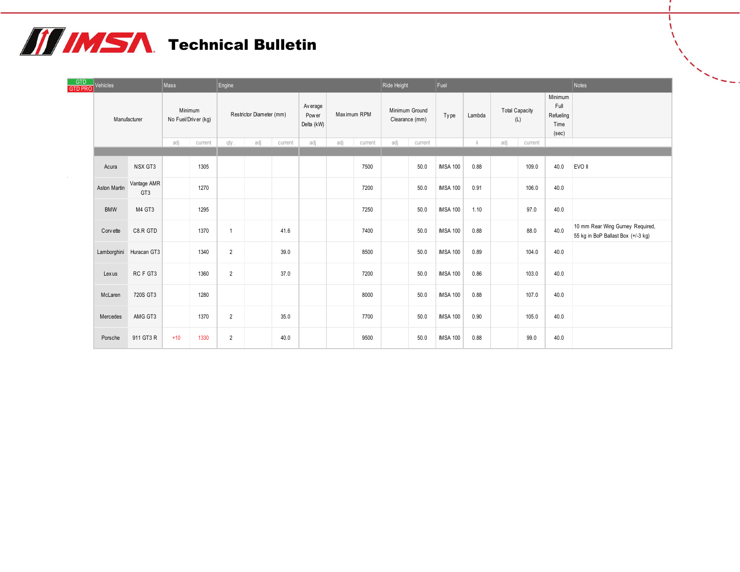# Technical Bulletin

| GTD / GTD PRO Vehicles | | Mass | | Engine | | | | | | Ride Height | | Fuel | | | | | Notes |
|---|---|---|---|---|---|---|---|---|---|---|---|---|---|---|---|---|---|
| Manufacturer | | Minimum No Fuel/Driver (kg) | | Restrictor Diameter (mm) | | | Average Power Delta (kW) | Maximum RPM | | Minimum Ground Clearance (mm) | | Type | Lambda | Total Capacity (L) | | Minimum Full Refueling Time (sec) | |
| | | adj | current | qty. | adj | current | adj | adj | current | adj | current | | λ | adj | current | | |
| Acura | NSX GT3 | | 1305 | | | | | | 7500 | | 50.0 | IMSA 100 | 0.88 | | 109.0 | 40.0 | EVO II |
| Aston Martin | Vantage AMR GT3 | | 1270 | | | | | | 7200 | | 50.0 | IMSA 100 | 0.91 | | 106.0 | 40.0 | |
| BMW | M4 GT3 | | 1295 | | | | | | 7250 | | 50.0 | IMSA 100 | 1.10 | | 97.0 | 40.0 | |
| Corvette | C8.R GTD | | 1370 | 1 | | 41.6 | | | 7400 | | 50.0 | IMSA 100 | 0.88 | | 88.0 | 40.0 | 10 mm Rear Wing Gurney Required, 55 kg in BoP Ballast Box (+/-3 kg) |
| Lamborghini | Huracan GT3 | | 1340 | 2 | | 39.0 | | | 8500 | | 50.0 | IMSA 100 | 0.89 | | 104.0 | 40.0 | |
| Lexus | RC F GT3 | | 1360 | 2 | | 37.0 | | | 7200 | | 50.0 | IMSA 100 | 0.86 | | 103.0 | 40.0 | |
| McLaren | 720S GT3 | | 1280 | | | | | | 8000 | | 50.0 | IMSA 100 | 0.88 | | 107.0 | 40.0 | |
| Mercedes | AMG GT3 | | 1370 | 2 | | 35.0 | | | 7700 | | 50.0 | IMSA 100 | 0.90 | | 105.0 | 40.0 | |
| Porsche | 911 GT3 R | +10 | 1330 | 2 | | 40.0 | | | 9500 | | 50.0 | IMSA 100 | 0.88 | | 99.0 | 40.0 | |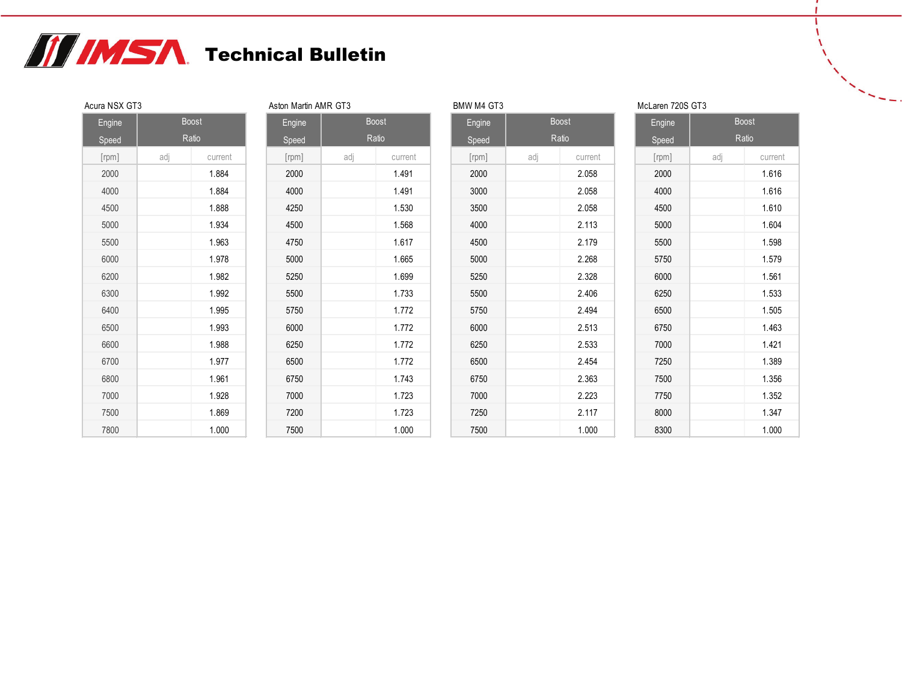# Technical Bulletin

Acura NSX GT3

| Engine Speed | Boost Ratio | |
|---|---|---|
| [rpm] | adj | current |
| 2000 | | 1.884 |
| 4000 | | 1.884 |
| 4500 | | 1.888 |
| 5000 | | 1.934 |
| 5500 | | 1.963 |
| 6000 | | 1.978 |
| 6200 | | 1.982 |
| 6300 | | 1.992 |
| 6400 | | 1.995 |
| 6500 | | 1.993 |
| 6600 | | 1.988 |
| 6700 | | 1.977 |
| 6800 | | 1.961 |
| 7000 | | 1.928 |
| 7500 | | 1.869 |
| 7800 | | 1.000 |

Aston Martin AMR GT3

| Engine Speed | Boost Ratio | |
|---|---|---|
| [rpm] | adj | current |
| 2000 | | 1.491 |
| 4000 | | 1.491 |
| 4250 | | 1.530 |
| 4500 | | 1.568 |
| 4750 | | 1.617 |
| 5000 | | 1.665 |
| 5250 | | 1.699 |
| 5500 | | 1.733 |
| 5750 | | 1.772 |
| 6000 | | 1.772 |
| 6250 | | 1.772 |
| 6500 | | 1.772 |
| 6750 | | 1.743 |
| 7000 | | 1.723 |
| 7200 | | 1.723 |
| 7500 | | 1.000 |

BMW M4 GT3

| Engine Speed | Boost Ratio | |
|---|---|---|
| [rpm] | adj | current |
| 2000 | | 2.058 |
| 3000 | | 2.058 |
| 3500 | | 2.058 |
| 4000 | | 2.113 |
| 4500 | | 2.179 |
| 5000 | | 2.268 |
| 5250 | | 2.328 |
| 5500 | | 2.406 |
| 5750 | | 2.494 |
| 6000 | | 2.513 |
| 6250 | | 2.533 |
| 6500 | | 2.454 |
| 6750 | | 2.363 |
| 7000 | | 2.223 |
| 7250 | | 2.117 |
| 7500 | | 1.000 |

McLaren 720S GT3

| Engine Speed | Boost Ratio | |
|---|---|---|
| [rpm] | adj | current |
| 2000 | | 1.616 |
| 4000 | | 1.616 |
| 4500 | | 1.610 |
| 5000 | | 1.604 |
| 5500 | | 1.598 |
| 5750 | | 1.579 |
| 6000 | | 1.561 |
| 6250 | | 1.533 |
| 6500 | | 1.505 |
| 6750 | | 1.463 |
| 7000 | | 1.421 |
| 7250 | | 1.389 |
| 7500 | | 1.356 |
| 7750 | | 1.352 |
| 8000 | | 1.347 |
| 8300 | | 1.000 |